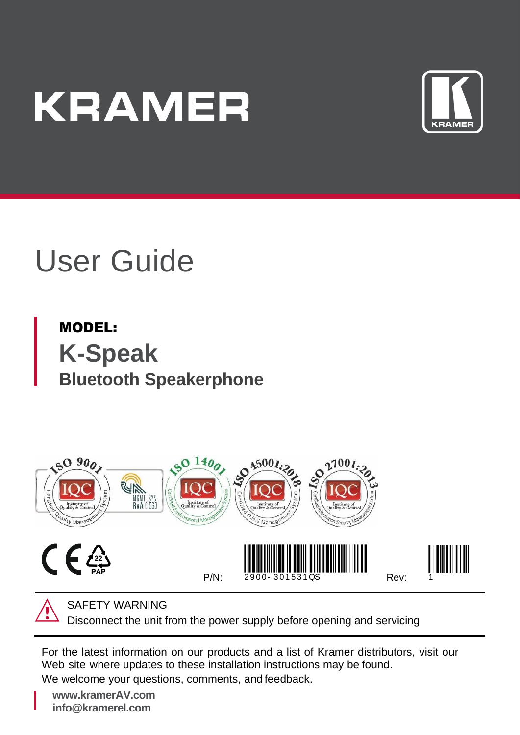# KRAMER

# User Guide

**MODEL:**

## K-Speak

### Bluetooth Speakerphone

P/N: 2900-301531QS Rev: 1

SAFETY WARNING
Disconnect the unit from the power supply before opening and servicing

For the latest information on our products and a list of Kramer distributors, visit our Web site where updates to these installation instructions may be found.
We welcome your questions, comments, and feedback.

**www.kramerAV.com**
**info@kramerel.com**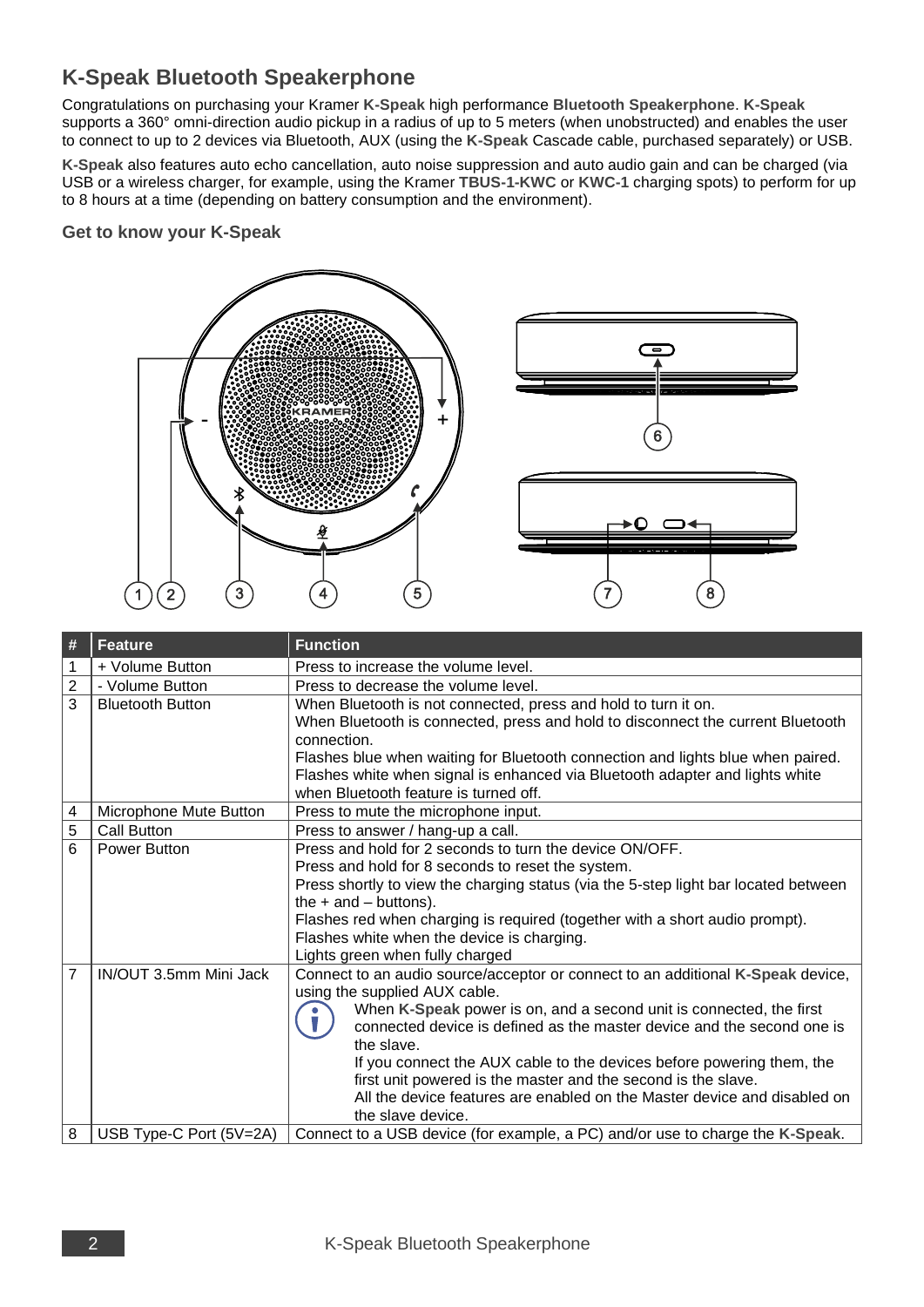## K-Speak Bluetooth Speakerphone

Congratulations on purchasing your Kramer **K-Speak** high performance **Bluetooth Speakerphone**. **K-Speak** supports a 360° omni-direction audio pickup in a radius of up to 5 meters (when unobstructed) and enables the user to connect to up to 2 devices via Bluetooth, AUX (using the **K-Speak** Cascade cable, purchased separately) or USB.

**K-Speak** also features auto echo cancellation, auto noise suppression and auto audio gain and can be charged (via USB or a wireless charger, for example, using the Kramer **TBUS-1-KWC** or **KWC-1** charging spots) to perform for up to 8 hours at a time (depending on battery consumption and the environment).

### Get to know your K-Speak

| # | Feature | Function |
|---|---|---|
| 1 | + Volume Button | Press to increase the volume level. |
| 2 | - Volume Button | Press to decrease the volume level. |
| 3 | Bluetooth Button | When Bluetooth is not connected, press and hold to turn it on.<br>When Bluetooth is connected, press and hold to disconnect the current Bluetooth connection.<br>Flashes blue when waiting for Bluetooth connection and lights blue when paired.<br>Flashes white when signal is enhanced via Bluetooth adapter and lights white when Bluetooth feature is turned off. |
| 4 | Microphone Mute Button | Press to mute the microphone input. |
| 5 | Call Button | Press to answer / hang-up a call. |
| 6 | Power Button | Press and hold for 2 seconds to turn the device ON/OFF.<br>Press and hold for 8 seconds to reset the system.<br>Press shortly to view the charging status (via the 5-step light bar located between the + and – buttons).<br>Flashes red when charging is required (together with a short audio prompt).<br>Flashes white when the device is charging.<br>Lights green when fully charged |
| 7 | IN/OUT 3.5mm Mini Jack | Connect to an audio source/acceptor or connect to an additional **K-Speak** device, using the supplied AUX cable.<br>When **K-Speak** power is on, and a second unit is connected, the first connected device is defined as the master device and the second one is the slave.<br>If you connect the AUX cable to the devices before powering them, the first unit powered is the master and the second is the slave.<br>All the device features are enabled on the Master device and disabled on the slave device. |
| 8 | USB Type-C Port (5V=2A) | Connect to a USB device (for example, a PC) and/or use to charge the **K-Speak**. |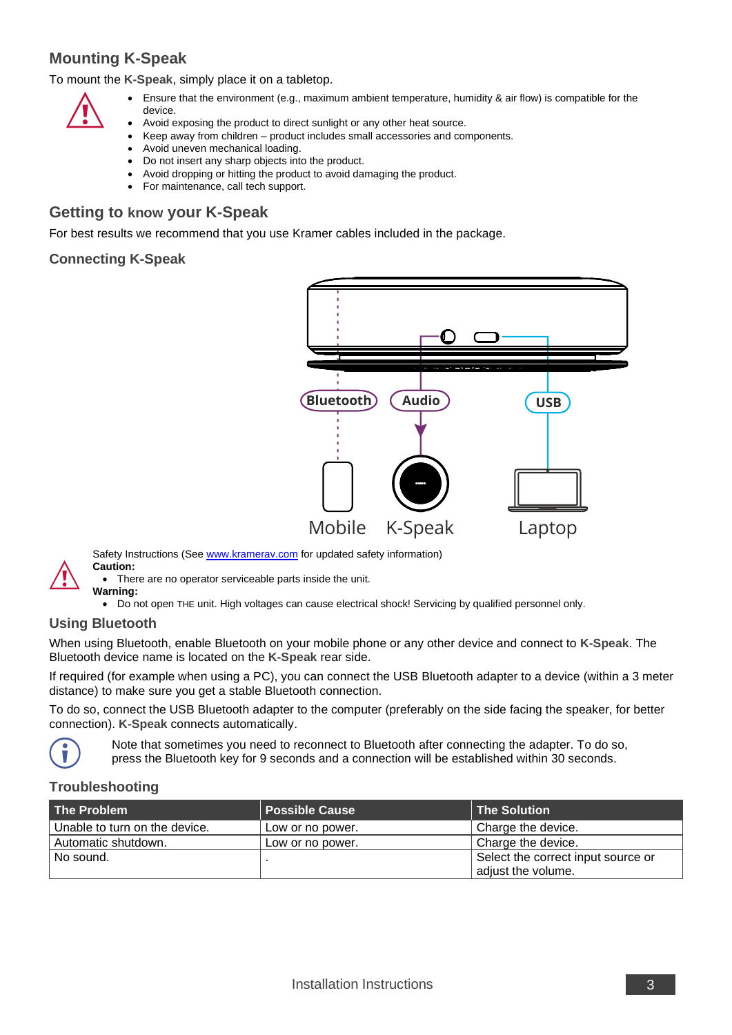## Mounting K-Speak

To mount the **K-Speak**, simply place it on a tabletop.

- Ensure that the environment (e.g., maximum ambient temperature, humidity & air flow) is compatible for the device.
- Avoid exposing the product to direct sunlight or any other heat source.
- Keep away from children – product includes small accessories and components.
- Avoid uneven mechanical loading.
- Do not insert any sharp objects into the product.
- Avoid dropping or hitting the product to avoid damaging the product.
- For maintenance, call tech support.

## Getting to know your K-Speak

For best results we recommend that you use Kramer cables included in the package.

### Connecting K-Speak

Bluetooth Audio USB

Mobile K-Speak Laptop

Safety Instructions (See www.kramerav.com for updated safety information)

**Caution:**

- There are no operator serviceable parts inside the unit.

**Warning:**

- Do not open THE unit. High voltages can cause electrical shock! Servicing by qualified personnel only.

### Using Bluetooth

When using Bluetooth, enable Bluetooth on your mobile phone or any other device and connect to **K-Speak**. The Bluetooth device name is located on the **K-Speak** rear side.

If required (for example when using a PC), you can connect the USB Bluetooth adapter to a device (within a 3 meter distance) to make sure you get a stable Bluetooth connection.

To do so, connect the USB Bluetooth adapter to the computer (preferably on the side facing the speaker, for better connection). **K-Speak** connects automatically.

Note that sometimes you need to reconnect to Bluetooth after connecting the adapter. To do so, press the Bluetooth key for 9 seconds and a connection will be established within 30 seconds.

### Troubleshooting

| The Problem | Possible Cause | The Solution |
| --- | --- | --- |
| Unable to turn on the device. | Low or no power. | Charge the device. |
| Automatic shutdown. | Low or no power. | Charge the device. |
| No sound. | . | Select the correct input source or adjust the volume. |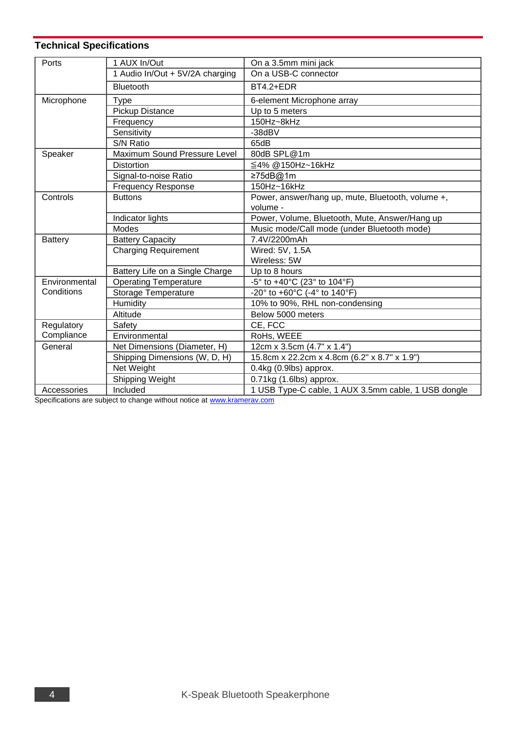## Technical Specifications

| | | |
|---|---|---|
| Ports | 1 AUX In/Out | On a 3.5mm mini jack |
| | 1 Audio In/Out + 5V/2A charging | On a USB-C connector |
| | Bluetooth | BT4.2+EDR |
| Microphone | Type | 6-element Microphone array |
| | Pickup Distance | Up to 5 meters |
| | Frequency | 150Hz~8kHz |
| | Sensitivity | -38dBV |
| | S/N Ratio | 65dB |
| Speaker | Maximum Sound Pressure Level | 80dB SPL@1m |
| | Distortion | ≦4% @150Hz~16kHz |
| | Signal-to-noise Ratio | ≥75dB@1m |
| | Frequency Response | 150Hz~16kHz |
| Controls | Buttons | Power, answer/hang up, mute, Bluetooth, volume +, volume - |
| | Indicator lights | Power, Volume, Bluetooth, Mute, Answer/Hang up |
| | Modes | Music mode/Call mode (under Bluetooth mode) |
| Battery | Battery Capacity | 7.4V/2200mAh |
| | Charging Requirement | Wired: 5V, 1.5A<br>Wireless: 5W |
| | Battery Life on a Single Charge | Up to 8 hours |
| Environmental Conditions | Operating Temperature | -5° to +40°C (23° to 104°F) |
| | Storage Temperature | -20° to +60°C (-4° to 140°F) |
| | Humidity | 10% to 90%, RHL non-condensing |
| | Altitude | Below 5000 meters |
| Regulatory Compliance | Safety | CE, FCC |
| | Environmental | RoHs, WEEE |
| General | Net Dimensions (Diameter, H) | 12cm x 3.5cm (4.7" x 1.4") |
| | Shipping Dimensions (W, D, H) | 15.8cm x 22.2cm x 4.8cm (6.2" x 8.7" x 1.9") |
| | Net Weight | 0.4kg (0.9lbs) approx. |
| | Shipping Weight | 0.71kg (1.6lbs) approx. |
| Accessories | Included | 1 USB Type-C cable, 1 AUX 3.5mm cable, 1 USB dongle |

Specifications are subject to change without notice at www.kramerav.com